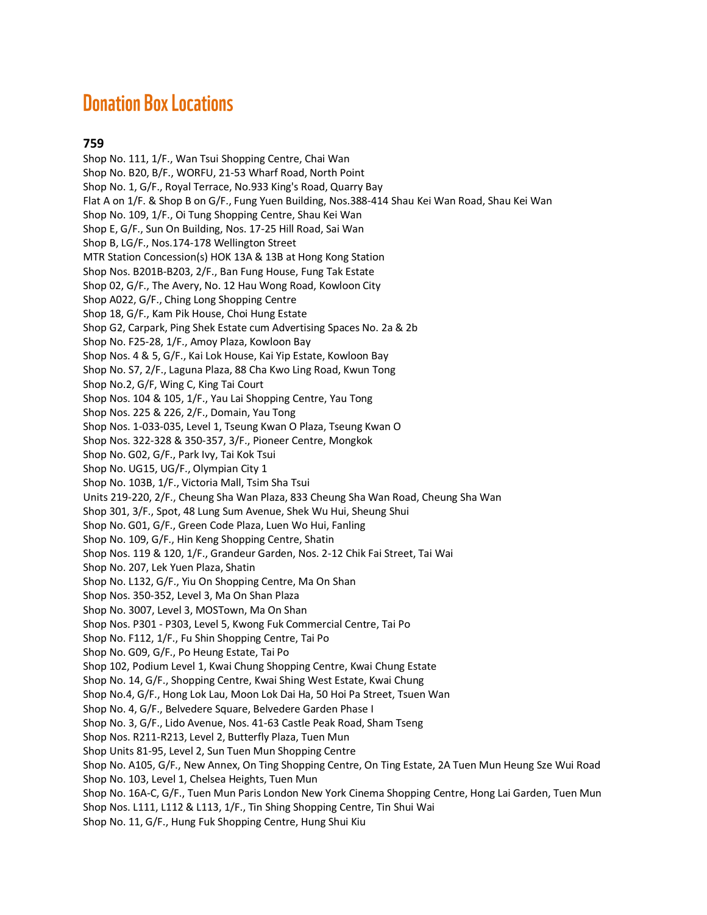# Donation Box Locations

**759**

Shop No. 111, 1/F., Wan Tsui Shopping Centre, Chai Wan
Shop No. B20, B/F., WORFU, 21-53 Wharf Road, North Point
Shop No. 1, G/F., Royal Terrace, No.933 King's Road, Quarry Bay
Flat A on 1/F. & Shop B on G/F., Fung Yuen Building, Nos.388-414 Shau Kei Wan Road, Shau Kei Wan
Shop No. 109, 1/F., Oi Tung Shopping Centre, Shau Kei Wan
Shop E, G/F., Sun On Building, Nos. 17-25 Hill Road, Sai Wan
Shop B, LG/F., Nos.174-178 Wellington Street
MTR Station Concession(s) HOK 13A & 13B at Hong Kong Station
Shop Nos. B201B-B203, 2/F., Ban Fung House, Fung Tak Estate
Shop 02, G/F., The Avery, No. 12 Hau Wong Road, Kowloon City
Shop A022, G/F., Ching Long Shopping Centre
Shop 18, G/F., Kam Pik House, Choi Hung Estate
Shop G2, Carpark, Ping Shek Estate cum Advertising Spaces No. 2a & 2b
Shop No. F25-28, 1/F., Amoy Plaza, Kowloon Bay
Shop Nos. 4 & 5, G/F., Kai Lok House, Kai Yip Estate, Kowloon Bay
Shop No. S7, 2/F., Laguna Plaza, 88 Cha Kwo Ling Road, Kwun Tong
Shop No.2, G/F, Wing C, King Tai Court
Shop Nos. 104 & 105, 1/F., Yau Lai Shopping Centre, Yau Tong
Shop Nos. 225 & 226, 2/F., Domain, Yau Tong
Shop Nos. 1-033-035, Level 1, Tseung Kwan O Plaza, Tseung Kwan O
Shop Nos. 322-328 & 350-357, 3/F., Pioneer Centre, Mongkok
Shop No. G02, G/F., Park Ivy, Tai Kok Tsui
Shop No. UG15, UG/F., Olympian City 1
Shop No. 103B, 1/F., Victoria Mall, Tsim Sha Tsui
Units 219-220, 2/F., Cheung Sha Wan Plaza, 833 Cheung Sha Wan Road, Cheung Sha Wan
Shop 301, 3/F., Spot, 48 Lung Sum Avenue, Shek Wu Hui, Sheung Shui
Shop No. G01, G/F., Green Code Plaza, Luen Wo Hui, Fanling
Shop No. 109, G/F., Hin Keng Shopping Centre, Shatin
Shop Nos. 119 & 120, 1/F., Grandeur Garden, Nos. 2-12 Chik Fai Street, Tai Wai
Shop No. 207, Lek Yuen Plaza, Shatin
Shop No. L132, G/F., Yiu On Shopping Centre, Ma On Shan
Shop Nos. 350-352, Level 3, Ma On Shan Plaza
Shop No. 3007, Level 3, MOSTown, Ma On Shan
Shop Nos. P301 - P303, Level 5, Kwong Fuk Commercial Centre, Tai Po
Shop No. F112, 1/F., Fu Shin Shopping Centre, Tai Po
Shop No. G09, G/F., Po Heung Estate, Tai Po
Shop 102, Podium Level 1, Kwai Chung Shopping Centre, Kwai Chung Estate
Shop No. 14, G/F., Shopping Centre, Kwai Shing West Estate, Kwai Chung
Shop No.4, G/F., Hong Lok Lau, Moon Lok Dai Ha, 50 Hoi Pa Street, Tsuen Wan
Shop No. 4, G/F., Belvedere Square, Belvedere Garden Phase I
Shop No. 3, G/F., Lido Avenue, Nos. 41-63 Castle Peak Road, Sham Tseng
Shop Nos. R211-R213, Level 2, Butterfly Plaza, Tuen Mun
Shop Units 81-95, Level 2, Sun Tuen Mun Shopping Centre
Shop No. A105, G/F., New Annex, On Ting Shopping Centre, On Ting Estate, 2A Tuen Mun Heung Sze Wui Road
Shop No. 103, Level 1, Chelsea Heights, Tuen Mun
Shop No. 16A-C, G/F., Tuen Mun Paris London New York Cinema Shopping Centre, Hong Lai Garden, Tuen Mun
Shop Nos. L111, L112 & L113, 1/F., Tin Shing Shopping Centre, Tin Shui Wai
Shop No. 11, G/F., Hung Fuk Shopping Centre, Hung Shui Kiu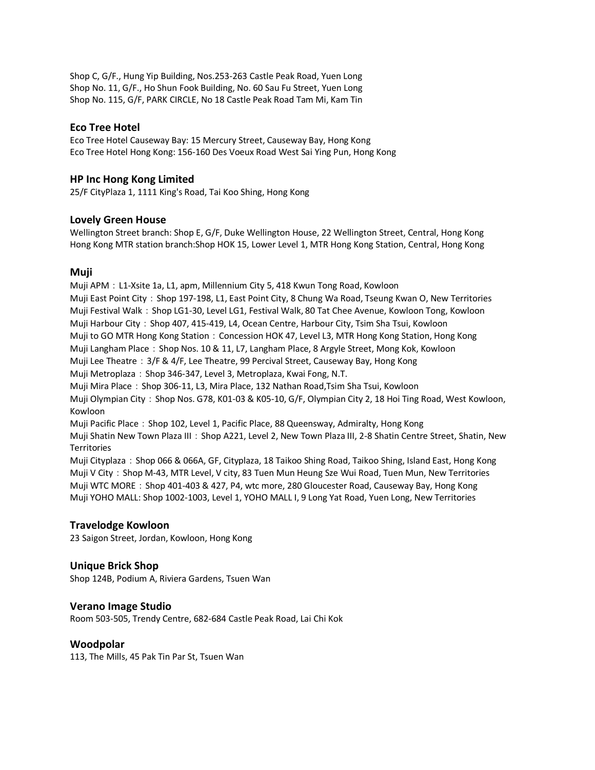Shop C, G/F., Hung Yip Building, Nos.253-263 Castle Peak Road, Yuen Long
Shop No. 11, G/F., Ho Shun Fook Building, No. 60 Sau Fu Street, Yuen Long
Shop No. 115, G/F, PARK CIRCLE, No 18 Castle Peak Road Tam Mi, Kam Tin

### Eco Tree Hotel

Eco Tree Hotel Causeway Bay: 15 Mercury Street, Causeway Bay, Hong Kong
Eco Tree Hotel Hong Kong: 156-160 Des Voeux Road West Sai Ying Pun, Hong Kong

### HP Inc Hong Kong Limited

25/F CityPlaza 1, 1111 King's Road, Tai Koo Shing, Hong Kong

### Lovely Green House

Wellington Street branch: Shop E, G/F, Duke Wellington House, 22 Wellington Street, Central, Hong Kong
Hong Kong MTR station branch:Shop HOK 15, Lower Level 1, MTR Hong Kong Station, Central, Hong Kong

### Muji

Muji APM：L1-Xsite 1a, L1, apm, Millennium City 5, 418 Kwun Tong Road, Kowloon
Muji East Point City：Shop 197-198, L1, East Point City, 8 Chung Wa Road, Tseung Kwan O, New Territories
Muji Festival Walk：Shop LG1-30, Level LG1, Festival Walk, 80 Tat Chee Avenue, Kowloon Tong, Kowloon
Muji Harbour City：Shop 407, 415-419, L4, Ocean Centre, Harbour City, Tsim Sha Tsui, Kowloon
Muji to GO MTR Hong Kong Station：Concession HOK 47, Level L3, MTR Hong Kong Station, Hong Kong
Muji Langham Place：Shop Nos. 10 & 11, L7, Langham Place, 8 Argyle Street, Mong Kok, Kowloon
Muji Lee Theatre：3/F & 4/F, Lee Theatre, 99 Percival Street, Causeway Bay, Hong Kong
Muji Metroplaza：Shop 346-347, Level 3, Metroplaza, Kwai Fong, N.T.
Muji Mira Place：Shop 306-11, L3, Mira Place, 132 Nathan Road,Tsim Sha Tsui, Kowloon
Muji Olympian City：Shop Nos. G78, K01-03 & K05-10, G/F, Olympian City 2, 18 Hoi Ting Road, West Kowloon, Kowloon
Muji Pacific Place：Shop 102, Level 1, Pacific Place, 88 Queensway, Admiralty, Hong Kong
Muji Shatin New Town Plaza III：Shop A221, Level 2, New Town Plaza III, 2-8 Shatin Centre Street, Shatin, New Territories
Muji Cityplaza：Shop 066 & 066A, GF, Cityplaza, 18 Taikoo Shing Road, Taikoo Shing, Island East, Hong Kong
Muji V City：Shop M-43, MTR Level, V city, 83 Tuen Mun Heung Sze Wui Road, Tuen Mun, New Territories
Muji WTC MORE：Shop 401-403 & 427, P4, wtc more, 280 Gloucester Road, Causeway Bay, Hong Kong
Muji YOHO MALL: Shop 1002-1003, Level 1, YOHO MALL I, 9 Long Yat Road, Yuen Long, New Territories

### Travelodge Kowloon

23 Saigon Street, Jordan, Kowloon, Hong Kong

### Unique Brick Shop

Shop 124B, Podium A, Riviera Gardens, Tsuen Wan

### Verano Image Studio

Room 503-505, Trendy Centre, 682-684 Castle Peak Road, Lai Chi Kok

### Woodpolar

113, The Mills, 45 Pak Tin Par St, Tsuen Wan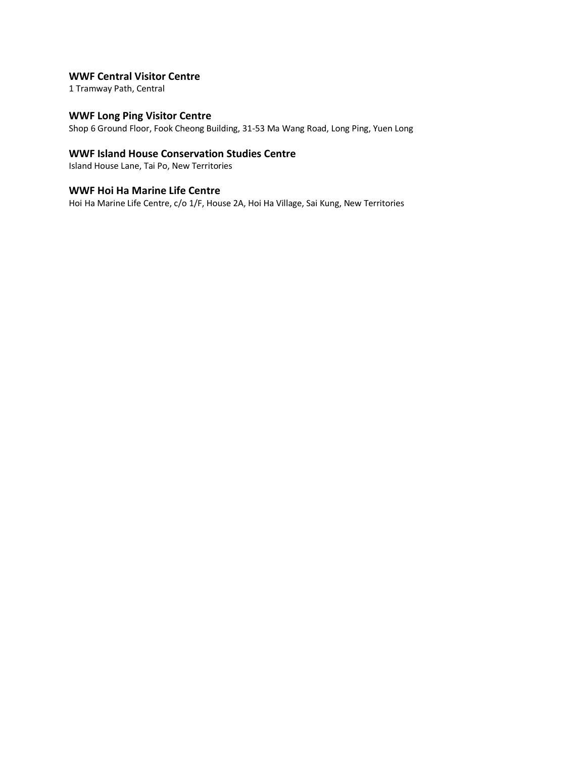**WWF Central Visitor Centre**
1 Tramway Path, Central

**WWF Long Ping Visitor Centre**
Shop 6 Ground Floor, Fook Cheong Building, 31-53 Ma Wang Road, Long Ping, Yuen Long

**WWF Island House Conservation Studies Centre**
Island House Lane, Tai Po, New Territories

**WWF Hoi Ha Marine Life Centre**
Hoi Ha Marine Life Centre, c/o 1/F, House 2A, Hoi Ha Village, Sai Kung, New Territories